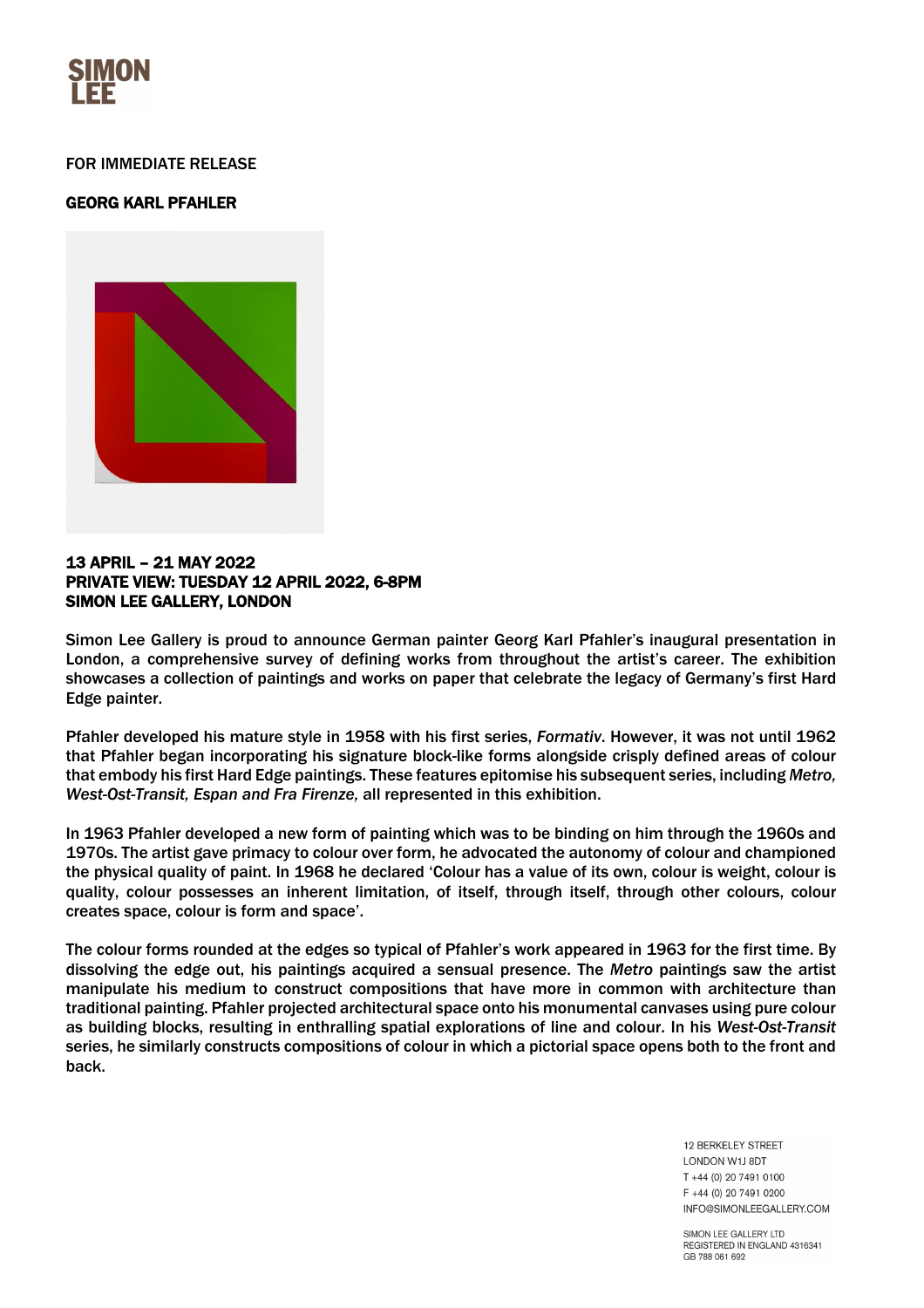SIMON LEE

FOR IMMEDIATE RELEASE

**GEORG KARL PFAHLER**

**13 APRIL – 21 MAY 2022**
**PRIVATE VIEW: TUESDAY 12 APRIL 2022, 6-8PM**
**SIMON LEE GALLERY, LONDON**

Simon Lee Gallery is proud to announce German painter Georg Karl Pfahler's inaugural presentation in London, a comprehensive survey of defining works from throughout the artist's career. The exhibition showcases a collection of paintings and works on paper that celebrate the legacy of Germany's first Hard Edge painter.

Pfahler developed his mature style in 1958 with his first series, *Formativ*. However, it was not until 1962 that Pfahler began incorporating his signature block-like forms alongside crisply defined areas of colour that embody his first Hard Edge paintings. These features epitomise his subsequent series, including *Metro, West-Ost-Transit, Espan and Fra Firenze,* all represented in this exhibition.

In 1963 Pfahler developed a new form of painting which was to be binding on him through the 1960s and 1970s. The artist gave primacy to colour over form, he advocated the autonomy of colour and championed the physical quality of paint. In 1968 he declared 'Colour has a value of its own, colour is weight, colour is quality, colour possesses an inherent limitation, of itself, through itself, through other colours, colour creates space, colour is form and space'.

The colour forms rounded at the edges so typical of Pfahler's work appeared in 1963 for the first time. By dissolving the edge out, his paintings acquired a sensual presence. The *Metro* paintings saw the artist manipulate his medium to construct compositions that have more in common with architecture than traditional painting. Pfahler projected architectural space onto his monumental canvases using pure colour as building blocks, resulting in enthralling spatial explorations of line and colour. In his *West-Ost-Transit* series, he similarly constructs compositions of colour in which a pictorial space opens both to the front and back.

12 BERKELEY STREET
LONDON W1J 8DT
T +44 (0) 20 7491 0100
F +44 (0) 20 7491 0200
INFO@SIMONLEEGALLERY.COM

SIMON LEE GALLERY LTD
REGISTERED IN ENGLAND 4316341
GB 788 061 692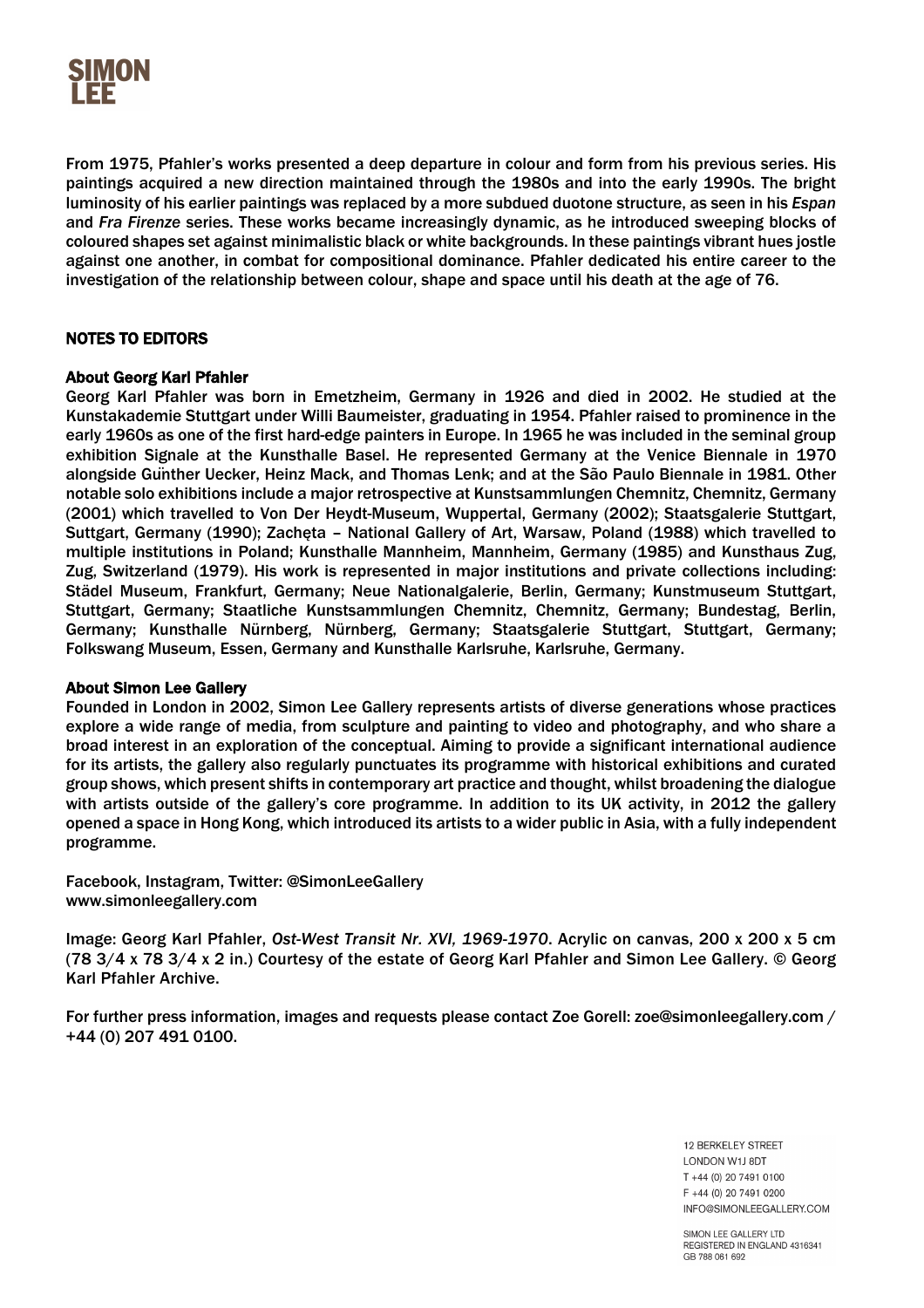From 1975, Pfahler's works presented a deep departure in colour and form from his previous series. His paintings acquired a new direction maintained through the 1980s and into the early 1990s. The bright luminosity of his earlier paintings was replaced by a more subdued duotone structure, as seen in his *Espan* and *Fra Firenze* series. These works became increasingly dynamic, as he introduced sweeping blocks of coloured shapes set against minimalistic black or white backgrounds. In these paintings vibrant hues jostle against one another, in combat for compositional dominance. Pfahler dedicated his entire career to the investigation of the relationship between colour, shape and space until his death at the age of 76.

## NOTES TO EDITORS

### About Georg Karl Pfahler

Georg Karl Pfahler was born in Emetzheim, Germany in 1926 and died in 2002. He studied at the Kunstakademie Stuttgart under Willi Baumeister, graduating in 1954. Pfahler raised to prominence in the early 1960s as one of the first hard-edge painters in Europe. In 1965 he was included in the seminal group exhibition Signale at the Kunsthalle Basel. He represented Germany at the Venice Biennale in 1970 alongside Günther Uecker, Heinz Mack, and Thomas Lenk; and at the São Paulo Biennale in 1981. Other notable solo exhibitions include a major retrospective at Kunstsammlungen Chemnitz, Chemnitz, Germany (2001) which travelled to Von Der Heydt-Museum, Wuppertal, Germany (2002); Staatsgalerie Stuttgart, Suttgart, Germany (1990); Zachęta – National Gallery of Art, Warsaw, Poland (1988) which travelled to multiple institutions in Poland; Kunsthalle Mannheim, Mannheim, Germany (1985) and Kunsthaus Zug, Zug, Switzerland (1979). His work is represented in major institutions and private collections including: Städel Museum, Frankfurt, Germany; Neue Nationalgalerie, Berlin, Germany; Kunstmuseum Stuttgart, Stuttgart, Germany; Staatliche Kunstsammlungen Chemnitz, Chemnitz, Germany; Bundestag, Berlin, Germany; Kunsthalle Nürnberg, Nürnberg, Germany; Staatsgalerie Stuttgart, Stuttgart, Germany; Folkswang Museum, Essen, Germany and Kunsthalle Karlsruhe, Karlsruhe, Germany.

### About Simon Lee Gallery

Founded in London in 2002, Simon Lee Gallery represents artists of diverse generations whose practices explore a wide range of media, from sculpture and painting to video and photography, and who share a broad interest in an exploration of the conceptual. Aiming to provide a significant international audience for its artists, the gallery also regularly punctuates its programme with historical exhibitions and curated group shows, which present shifts in contemporary art practice and thought, whilst broadening the dialogue with artists outside of the gallery's core programme. In addition to its UK activity, in 2012 the gallery opened a space in Hong Kong, which introduced its artists to a wider public in Asia, with a fully independent programme.

Facebook, Instagram, Twitter: @SimonLeeGallery
www.simonleegallery.com

Image: Georg Karl Pfahler, *Ost-West Transit Nr. XVI, 1969-1970*. Acrylic on canvas, 200 x 200 x 5 cm (78 3/4 x 78 3/4 x 2 in.) Courtesy of the estate of Georg Karl Pfahler and Simon Lee Gallery. © Georg Karl Pfahler Archive.

For further press information, images and requests please contact Zoe Gorell: zoe@simonleegallery.com / +44 (0) 207 491 0100.

12 BERKELEY STREET
LONDON W1J 8DT
T +44 (0) 20 7491 0100
F +44 (0) 20 7491 0200
INFO@SIMONLEEGALLERY.COM

SIMON LEE GALLERY LTD
REGISTERED IN ENGLAND 4316341
GB 788 081 692